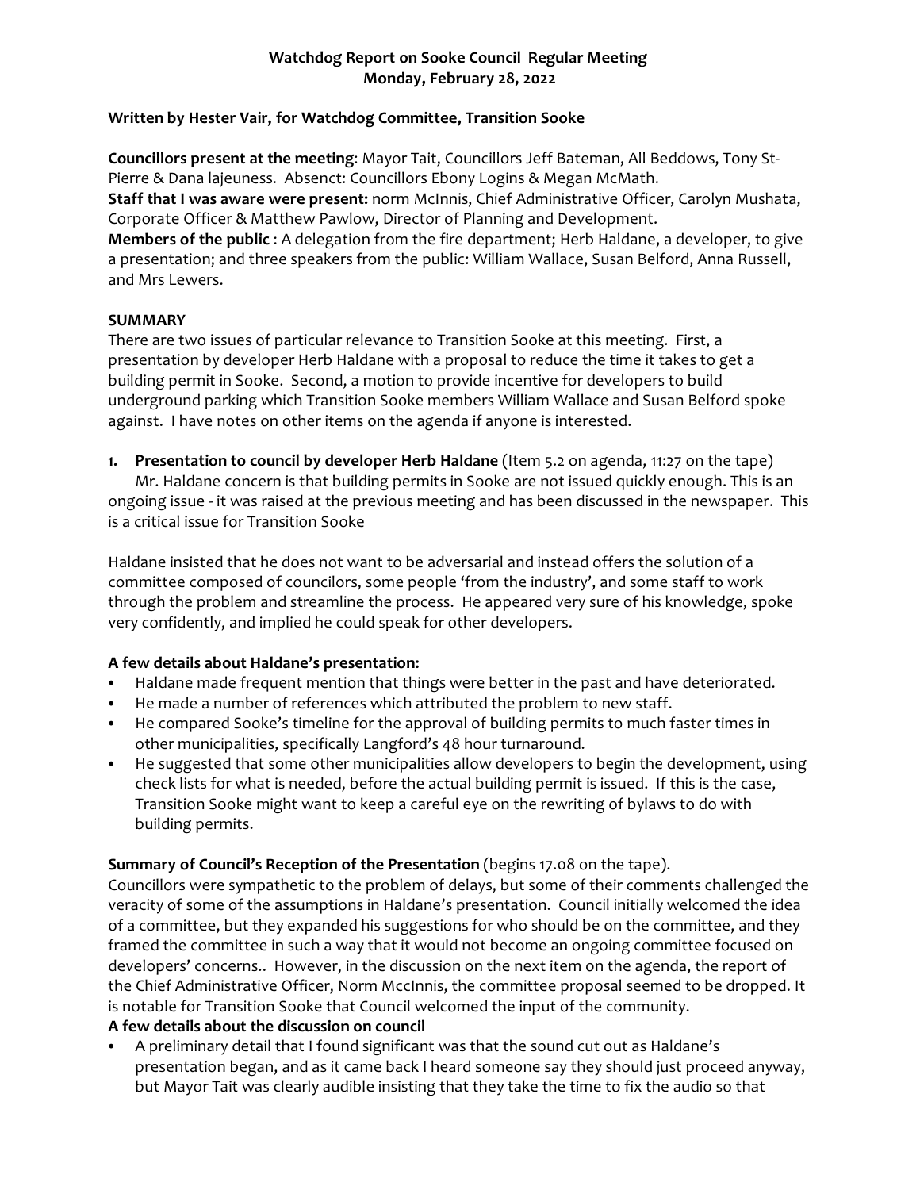**Watchdog Report on Sooke Council Regular Meeting**
**Monday, February 28, 2022**

**Written by Hester Vair, for Watchdog Committee, Transition Sooke**

**Councillors present at the meeting**: Mayor Tait, Councillors Jeff Bateman, All Beddows, Tony St-Pierre & Dana lajeuness. Absenct: Councillors Ebony Logins & Megan McMath.
**Staff that I was aware were present:** norm McInnis, Chief Administrative Officer, Carolyn Mushata, Corporate Officer & Matthew Pawlow, Director of Planning and Development.
**Members of the public** : A delegation from the fire department; Herb Haldane, a developer, to give a presentation; and three speakers from the public: William Wallace, Susan Belford, Anna Russell, and Mrs Lewers.

**SUMMARY**

There are two issues of particular relevance to Transition Sooke at this meeting. First, a presentation by developer Herb Haldane with a proposal to reduce the time it takes to get a building permit in Sooke. Second, a motion to provide incentive for developers to build underground parking which Transition Sooke members William Wallace and Susan Belford spoke against. I have notes on other items on the agenda if anyone is interested.

1. **Presentation to council by developer Herb Haldane** (Item 5.2 on agenda, 11:27 on the tape)
   Mr. Haldane concern is that building permits in Sooke are not issued quickly enough. This is an ongoing issue - it was raised at the previous meeting and has been discussed in the newspaper. This is a critical issue for Transition Sooke

Haldane insisted that he does not want to be adversarial and instead offers the solution of a committee composed of councilors, some people 'from the industry', and some staff to work through the problem and streamline the process. He appeared very sure of his knowledge, spoke very confidently, and implied he could speak for other developers.

**A few details about Haldane's presentation:**

- Haldane made frequent mention that things were better in the past and have deteriorated.
- He made a number of references which attributed the problem to new staff.
- He compared Sooke's timeline for the approval of building permits to much faster times in other municipalities, specifically Langford's 48 hour turnaround.
- He suggested that some other municipalities allow developers to begin the development, using check lists for what is needed, before the actual building permit is issued. If this is the case, Transition Sooke might want to keep a careful eye on the rewriting of bylaws to do with building permits.

**Summary of Council's Reception of the Presentation** (begins 17.08 on the tape).

Councillors were sympathetic to the problem of delays, but some of their comments challenged the veracity of some of the assumptions in Haldane's presentation. Council initially welcomed the idea of a committee, but they expanded his suggestions for who should be on the committee, and they framed the committee in such a way that it would not become an ongoing committee focused on developers' concerns.. However, in the discussion on the next item on the agenda, the report of the Chief Administrative Officer, Norm MccInnis, the committee proposal seemed to be dropped. It is notable for Transition Sooke that Council welcomed the input of the community.

**A few details about the discussion on council**

- A preliminary detail that I found significant was that the sound cut out as Haldane's presentation began, and as it came back I heard someone say they should just proceed anyway, but Mayor Tait was clearly audible insisting that they take the time to fix the audio so that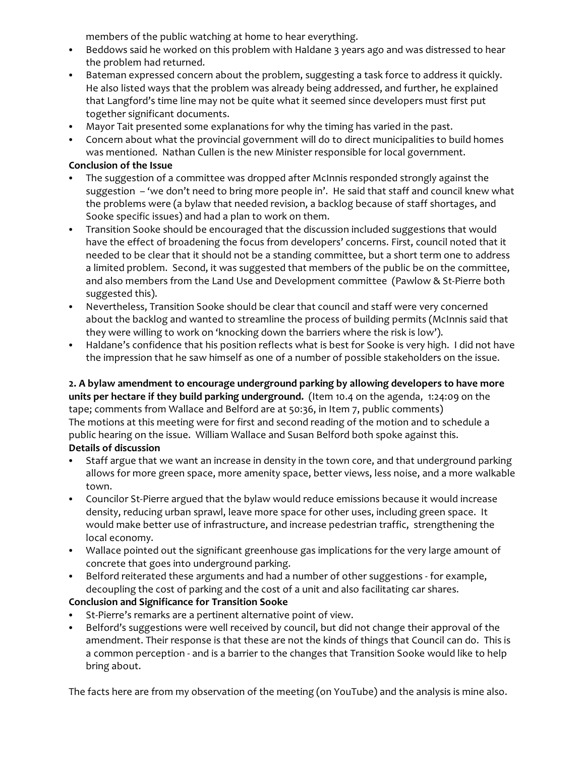members of the public watching at home to hear everything.

- Beddows said he worked on this problem with Haldane 3 years ago and was distressed to hear the problem had returned.
- Bateman expressed concern about the problem, suggesting a task force to address it quickly. He also listed ways that the problem was already being addressed, and further, he explained that Langford's time line may not be quite what it seemed since developers must first put together significant documents.
- Mayor Tait presented some explanations for why the timing has varied in the past.
- Concern about what the provincial government will do to direct municipalities to build homes was mentioned. Nathan Cullen is the new Minister responsible for local government.

**Conclusion of the Issue**

- The suggestion of a committee was dropped after McInnis responded strongly against the suggestion – 'we don't need to bring more people in'. He said that staff and council knew what the problems were (a bylaw that needed revision, a backlog because of staff shortages, and Sooke specific issues) and had a plan to work on them.
- Transition Sooke should be encouraged that the discussion included suggestions that would have the effect of broadening the focus from developers' concerns. First, council noted that it needed to be clear that it should not be a standing committee, but a short term one to address a limited problem. Second, it was suggested that members of the public be on the committee, and also members from the Land Use and Development committee (Pawlow & St-Pierre both suggested this).
- Nevertheless, Transition Sooke should be clear that council and staff were very concerned about the backlog and wanted to streamline the process of building permits (McInnis said that they were willing to work on 'knocking down the barriers where the risk is low').
- Haldane's confidence that his position reflects what is best for Sooke is very high. I did not have the impression that he saw himself as one of a number of possible stakeholders on the issue.

**2. A bylaw amendment to encourage underground parking by allowing developers to have more units per hectare if they build parking underground.** (Item 10.4 on the agenda, 1:24:09 on the tape; comments from Wallace and Belford are at 50:36, in Item 7, public comments)
The motions at this meeting were for first and second reading of the motion and to schedule a public hearing on the issue. William Wallace and Susan Belford both spoke against this.

**Details of discussion**

- Staff argue that we want an increase in density in the town core, and that underground parking allows for more green space, more amenity space, better views, less noise, and a more walkable town.
- Councilor St-Pierre argued that the bylaw would reduce emissions because it would increase density, reducing urban sprawl, leave more space for other uses, including green space. It would make better use of infrastructure, and increase pedestrian traffic, strengthening the local economy.
- Wallace pointed out the significant greenhouse gas implications for the very large amount of concrete that goes into underground parking.
- Belford reiterated these arguments and had a number of other suggestions - for example, decoupling the cost of parking and the cost of a unit and also facilitating car shares.

**Conclusion and Significance for Transition Sooke**

- St-Pierre's remarks are a pertinent alternative point of view.
- Belford's suggestions were well received by council, but did not change their approval of the amendment. Their response is that these are not the kinds of things that Council can do. This is a common perception - and is a barrier to the changes that Transition Sooke would like to help bring about.

The facts here are from my observation of the meeting (on YouTube) and the analysis is mine also.